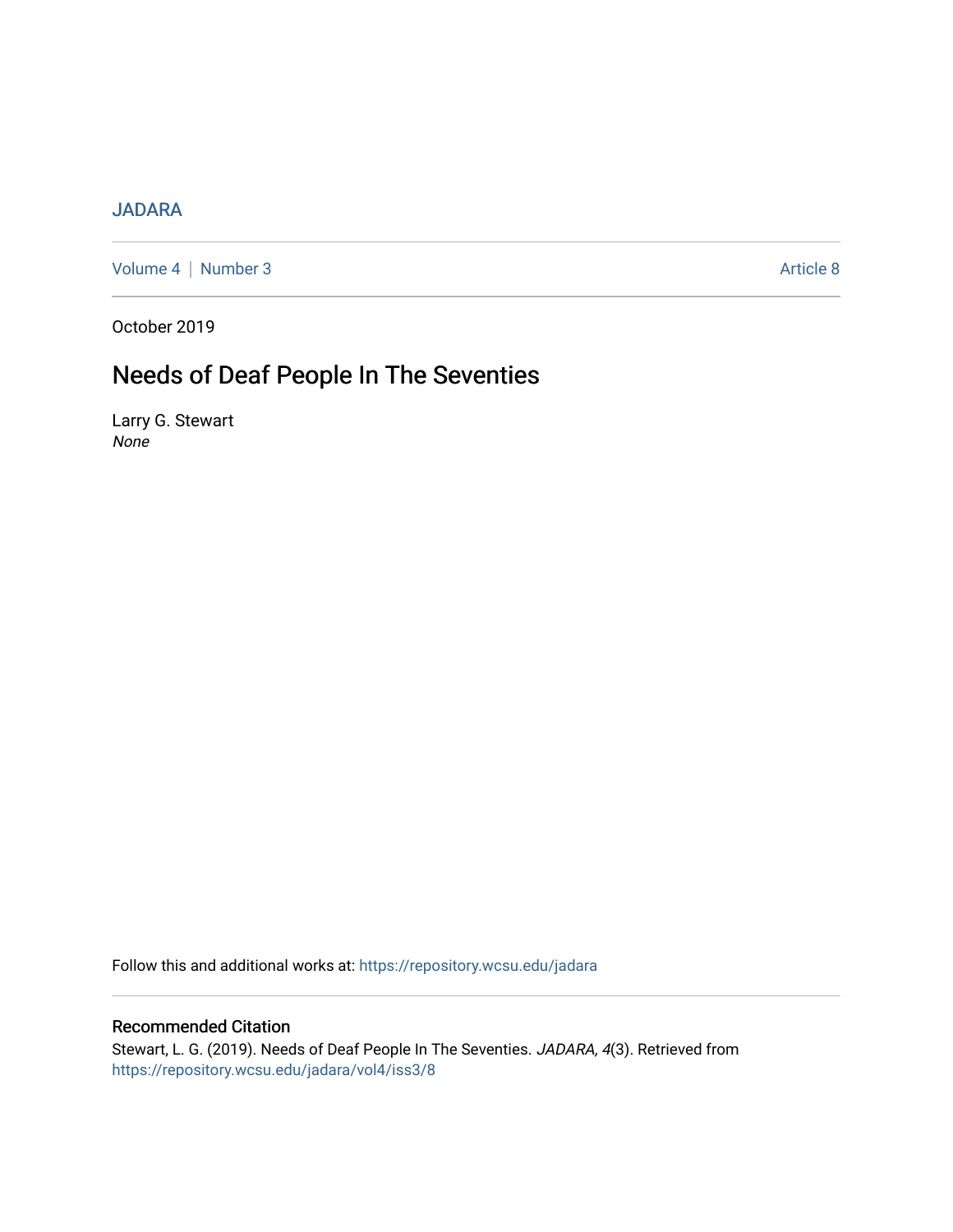JADARA

Volume 4 | Number 3 — Article 8

October 2019

# Needs of Deaf People In The Seventies

Larry G. Stewart
*None*

Follow this and additional works at: https://repository.wcsu.edu/jadara

## Recommended Citation

Stewart, L. G. (2019). Needs of Deaf People In The Seventies. *JADARA, 4*(3). Retrieved from https://repository.wcsu.edu/jadara/vol4/iss3/8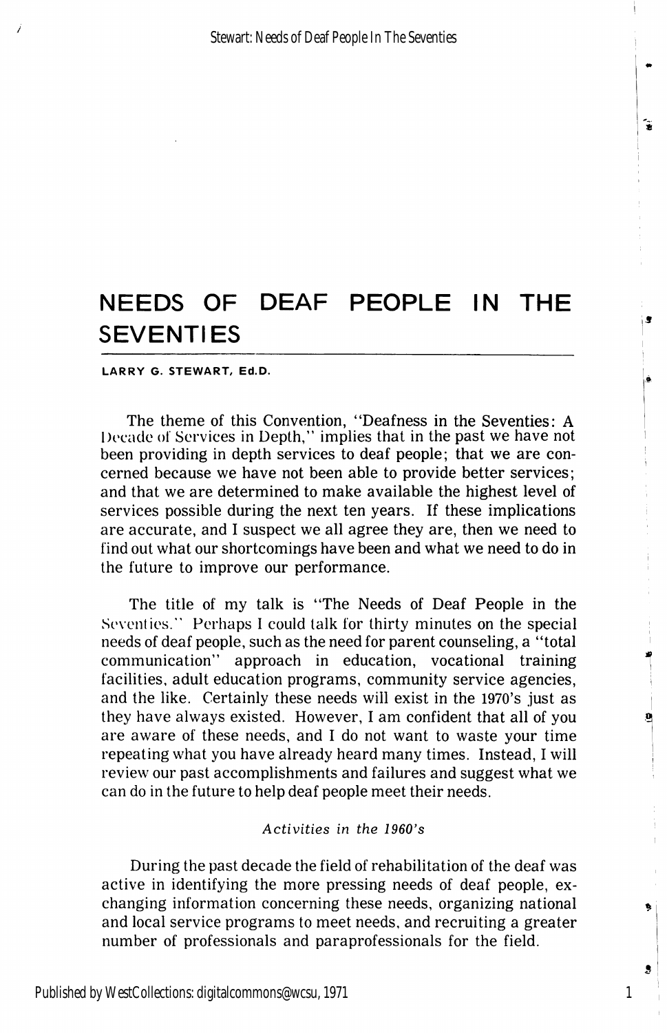# NEEDS OF DEAF PEOPLE IN THE SEVENTIES

**LARRY G. STEWART, Ed.D.**

The theme of this Convention, "Deafness in the Seventies: A Decade of Services in Depth," implies that in the past we have not been providing in depth services to deaf people; that we are concerned because we have not been able to provide better services; and that we are determined to make available the highest level of services possible during the next ten years. If these implications are accurate, and I suspect we all agree they are, then we need to find out what our shortcomings have been and what we need to do in the future to improve our performance.

The title of my talk is "The Needs of Deaf People in the Seventies." Perhaps I could talk for thirty minutes on the special needs of deaf people, such as the need for parent counseling, a "total communication" approach in education, vocational training facilities, adult education programs, community service agencies, and the like. Certainly these needs will exist in the 1970's just as they have always existed. However, I am confident that all of you are aware of these needs, and I do not want to waste your time repeating what you have already heard many times. Instead, I will review our past accomplishments and failures and suggest what we can do in the future to help deaf people meet their needs.

### *Activities in the 1960's*

During the past decade the field of rehabilitation of the deaf was active in identifying the more pressing needs of deaf people, exchanging information concerning these needs, organizing national and local service programs to meet needs, and recruiting a greater number of professionals and paraprofessionals for the field.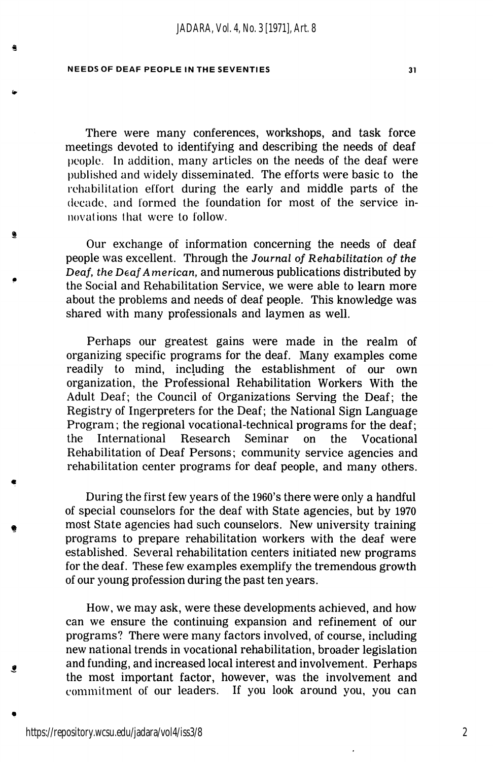There were many conferences, workshops, and task force meetings devoted to identifying and describing the needs of deaf people. In addition, many articles on the needs of the deaf were published and widely disseminated. The efforts were basic to the rehabilitation effort during the early and middle parts of the decade, and formed the foundation for most of the service innovations that were to follow.

Our exchange of information concerning the needs of deaf people was excellent. Through the *Journal of Rehabilitation of the Deaf, the Deaf American,* and numerous publications distributed by the Social and Rehabilitation Service, we were able to learn more about the problems and needs of deaf people. This knowledge was shared with many professionals and laymen as well.

Perhaps our greatest gains were made in the realm of organizing specific programs for the deaf. Many examples come readily to mind, including the establishment of our own organization, the Professional Rehabilitation Workers With the Adult Deaf; the Council of Organizations Serving the Deaf; the Registry of Ingerpreters for the Deaf; the National Sign Language Program; the regional vocational-technical programs for the deaf; the International Research Seminar on the Vocational Rehabilitation of Deaf Persons; community service agencies and rehabilitation center programs for deaf people, and many others.

During the first few years of the 1960's there were only a handful of special counselors for the deaf with State agencies, but by 1970 most State agencies had such counselors. New university training programs to prepare rehabilitation workers with the deaf were established. Several rehabilitation centers initiated new programs for the deaf. These few examples exemplify the tremendous growth of our young profession during the past ten years.

How, we may ask, were these developments achieved, and how can we ensure the continuing expansion and refinement of our programs? There were many factors involved, of course, including new national trends in vocational rehabilitation, broader legislation and funding, and increased local interest and involvement. Perhaps the most important factor, however, was the involvement and commitment of our leaders. If you look around you, you can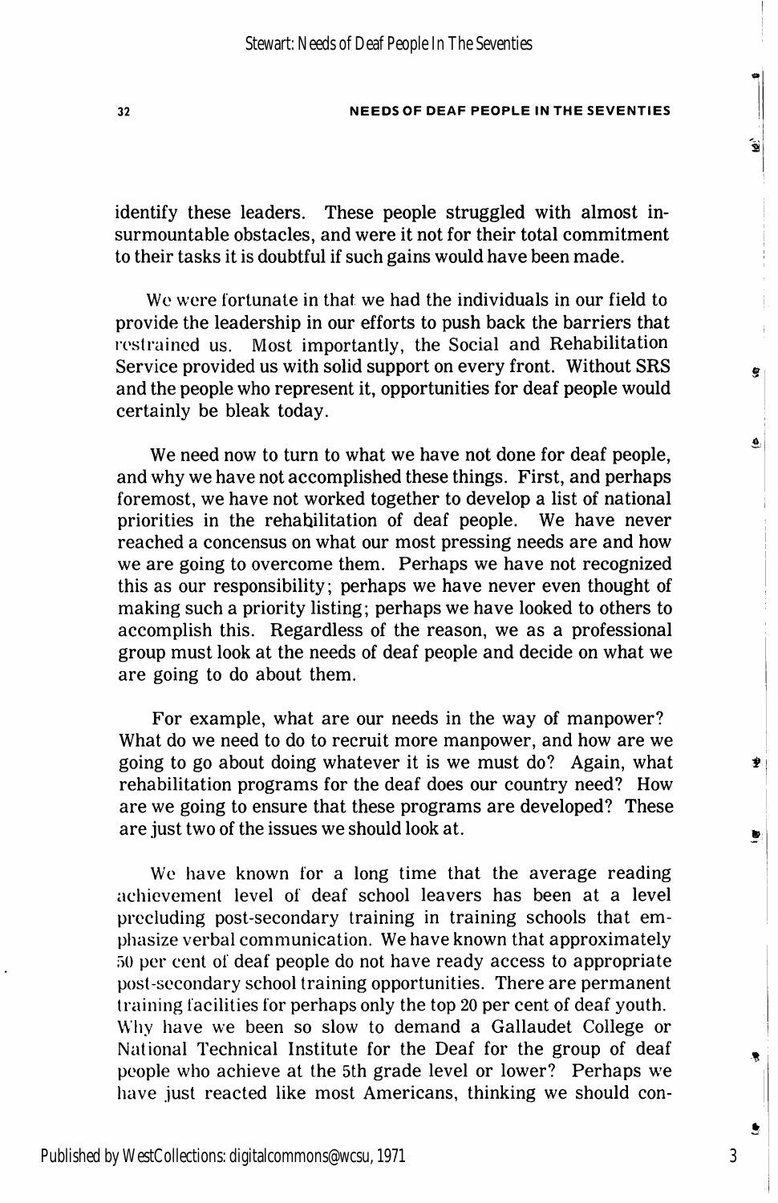identify these leaders. These people struggled with almost insurmountable obstacles, and were it not for their total commitment to their tasks it is doubtful if such gains would have been made.

We were fortunate in that we had the individuals in our field to provide the leadership in our efforts to push back the barriers that restrained us. Most importantly, the Social and Rehabilitation Service provided us with solid support on every front. Without SRS and the people who represent it, opportunities for deaf people would certainly be bleak today.

We need now to turn to what we have not done for deaf people, and why we have not accomplished these things. First, and perhaps foremost, we have not worked together to develop a list of national priorities in the rehabilitation of deaf people. We have never reached a concensus on what our most pressing needs are and how we are going to overcome them. Perhaps we have not recognized this as our responsibility; perhaps we have never even thought of making such a priority listing; perhaps we have looked to others to accomplish this. Regardless of the reason, we as a professional group must look at the needs of deaf people and decide on what we are going to do about them.

For example, what are our needs in the way of manpower? What do we need to do to recruit more manpower, and how are we going to go about doing whatever it is we must do? Again, what rehabilitation programs for the deaf does our country need? How are we going to ensure that these programs are developed? These are just two of the issues we should look at.

We have known for a long time that the average reading achievement level of deaf school leavers has been at a level precluding post-secondary training in training schools that emphasize verbal communication. We have known that approximately 50 per cent of deaf people do not have ready access to appropriate post-secondary school training opportunities. There are permanent training facilities for perhaps only the top 20 per cent of deaf youth. Why have we been so slow to demand a Gallaudet College or National Technical Institute for the Deaf for the group of deaf people who achieve at the 5th grade level or lower? Perhaps we have just reacted like most Americans, thinking we should con-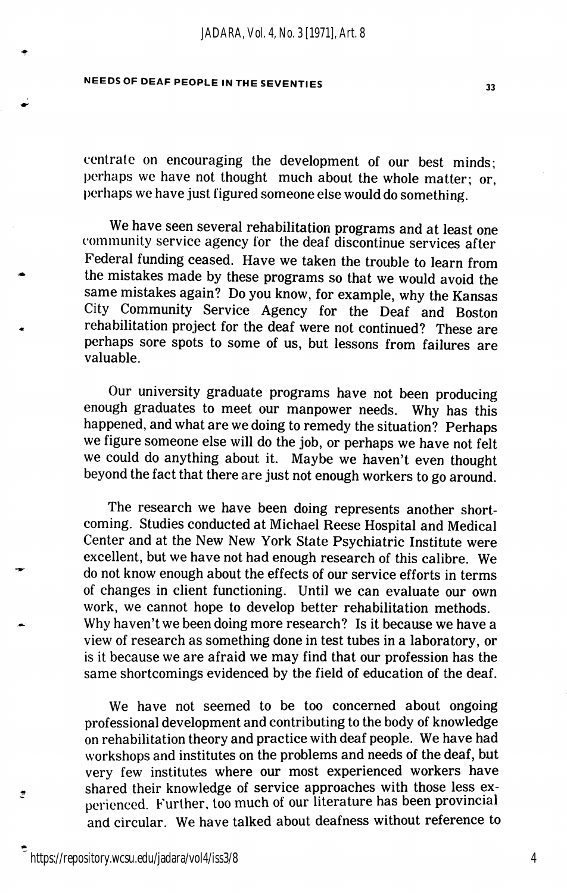centrate on encouraging the development of our best minds; perhaps we have not thought much about the whole matter; or, perhaps we have just figured someone else would do something.

We have seen several rehabilitation programs and at least one community service agency for the deaf discontinue services after Federal funding ceased. Have we taken the trouble to learn from the mistakes made by these programs so that we would avoid the same mistakes again? Do you know, for example, why the Kansas City Community Service Agency for the Deaf and Boston rehabilitation project for the deaf were not continued? These are perhaps sore spots to some of us, but lessons from failures are valuable.

Our university graduate programs have not been producing enough graduates to meet our manpower needs. Why has this happened, and what are we doing to remedy the situation? Perhaps we figure someone else will do the job, or perhaps we have not felt we could do anything about it. Maybe we haven't even thought beyond the fact that there are just not enough workers to go around.

The research we have been doing represents another shortcoming. Studies conducted at Michael Reese Hospital and Medical Center and at the New New York State Psychiatric Institute were excellent, but we have not had enough research of this calibre. We do not know enough about the effects of our service efforts in terms of changes in client functioning. Until we can evaluate our own work, we cannot hope to develop better rehabilitation methods. Why haven't we been doing more research? Is it because we have a view of research as something done in test tubes in a laboratory, or is it because we are afraid we may find that our profession has the same shortcomings evidenced by the field of education of the deaf.

We have not seemed to be too concerned about ongoing professional development and contributing to the body of knowledge on rehabilitation theory and practice with deaf people. We have had workshops and institutes on the problems and needs of the deaf, but very few institutes where our most experienced workers have shared their knowledge of service approaches with those less experienced. Further, too much of our literature has been provincial and circular. We have talked about deafness without reference to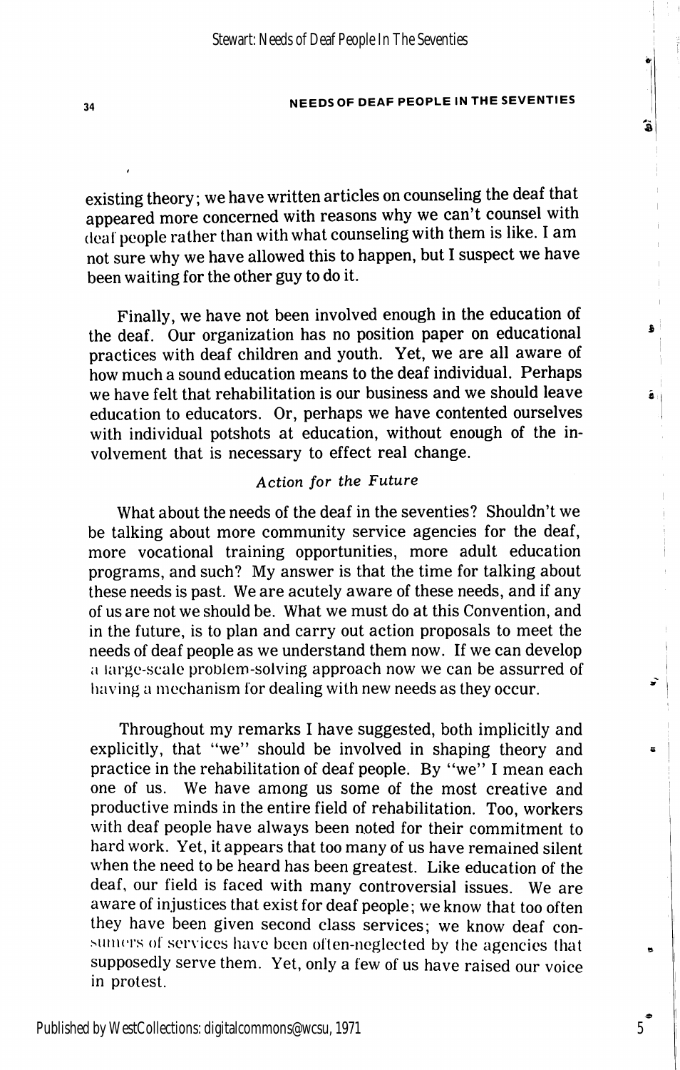existing theory; we have written articles on counseling the deaf that appeared more concerned with reasons why we can't counsel with deaf people rather than with what counseling with them is like. I am not sure why we have allowed this to happen, but I suspect we have been waiting for the other guy to do it.

Finally, we have not been involved enough in the education of the deaf. Our organization has no position paper on educational practices with deaf children and youth. Yet, we are all aware of how much a sound education means to the deaf individual. Perhaps we have felt that rehabilitation is our business and we should leave education to educators. Or, perhaps we have contented ourselves with individual potshots at education, without enough of the involvement that is necessary to effect real change.

### *Action for the Future*

What about the needs of the deaf in the seventies? Shouldn't we be talking about more community service agencies for the deaf, more vocational training opportunities, more adult education programs, and such? My answer is that the time for talking about these needs is past. We are acutely aware of these needs, and if any of us are not we should be. What we must do at this Convention, and in the future, is to plan and carry out action proposals to meet the needs of deaf people as we understand them now. If we can develop a large-scale problem-solving approach now we can be assurred of having a mechanism for dealing with new needs as they occur.

Throughout my remarks I have suggested, both implicitly and explicitly, that "we" should be involved in shaping theory and practice in the rehabilitation of deaf people. By "we" I mean each one of us. We have among us some of the most creative and productive minds in the entire field of rehabilitation. Too, workers with deaf people have always been noted for their commitment to hard work. Yet, it appears that too many of us have remained silent when the need to be heard has been greatest. Like education of the deaf, our field is faced with many controversial issues. We are aware of injustices that exist for deaf people; we know that too often they have been given second class services; we know deaf consumers of services have been often-neglected by the agencies that supposedly serve them. Yet, only a few of us have raised our voice in protest.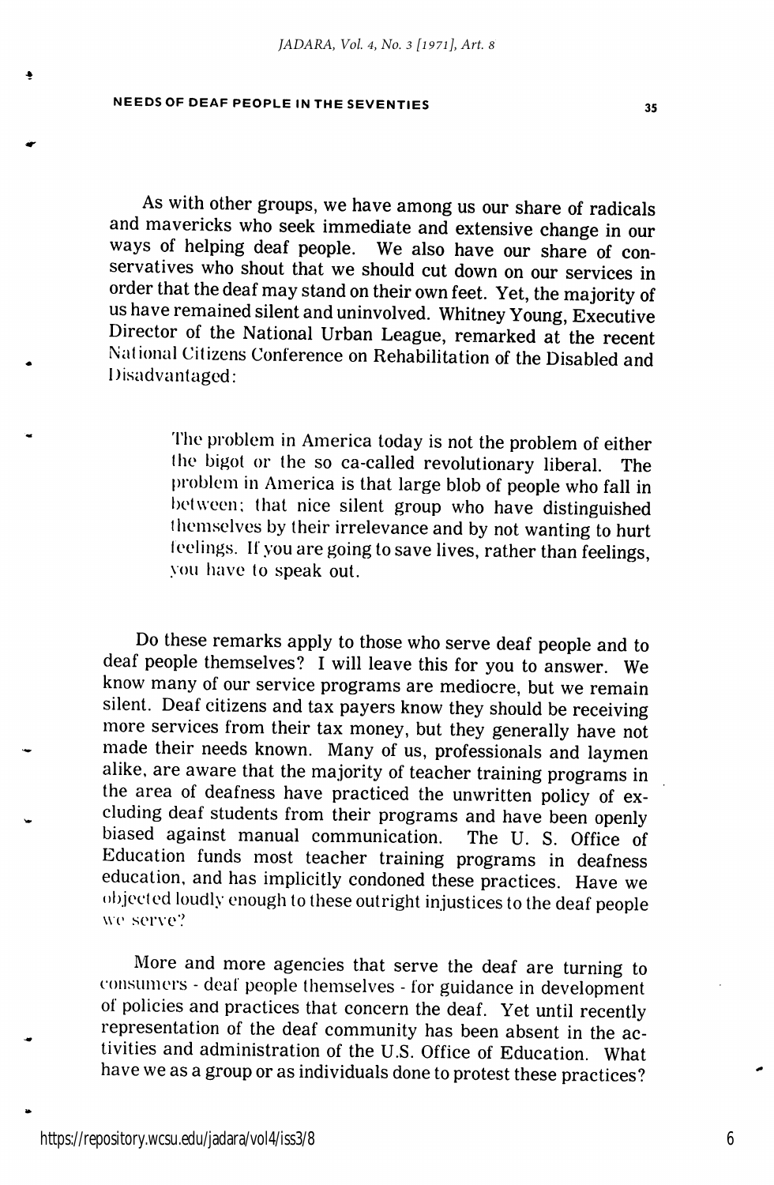As with other groups, we have among us our share of radicals and mavericks who seek immediate and extensive change in our ways of helping deaf people. We also have our share of conservatives who shout that we should cut down on our services in order that the deaf may stand on their own feet. Yet, the majority of us have remained silent and uninvolved. Whitney Young, Executive Director of the National Urban League, remarked at the recent National Citizens Conference on Rehabilitation of the Disabled and Disadvantaged:

> The problem in America today is not the problem of either the bigot or the so ca-called revolutionary liberal. The problem in America is that large blob of people who fall in between; that nice silent group who have distinguished themselves by their irrelevance and by not wanting to hurt feelings. If you are going to save lives, rather than feelings, you have to speak out.

Do these remarks apply to those who serve deaf people and to deaf people themselves? I will leave this for you to answer. We know many of our service programs are mediocre, but we remain silent. Deaf citizens and tax payers know they should be receiving more services from their tax money, but they generally have not made their needs known. Many of us, professionals and laymen alike, are aware that the majority of teacher training programs in the area of deafness have practiced the unwritten policy of excluding deaf students from their programs and have been openly biased against manual communication. The U. S. Office of Education funds most teacher training programs in deafness education, and has implicitly condoned these practices. Have we objected loudly enough to these outright injustices to the deaf people we serve?

More and more agencies that serve the deaf are turning to consumers - deaf people themselves - for guidance in development of policies and practices that concern the deaf. Yet until recently representation of the deaf community has been absent in the activities and administration of the U.S. Office of Education. What have we as a group or as individuals done to protest these practices?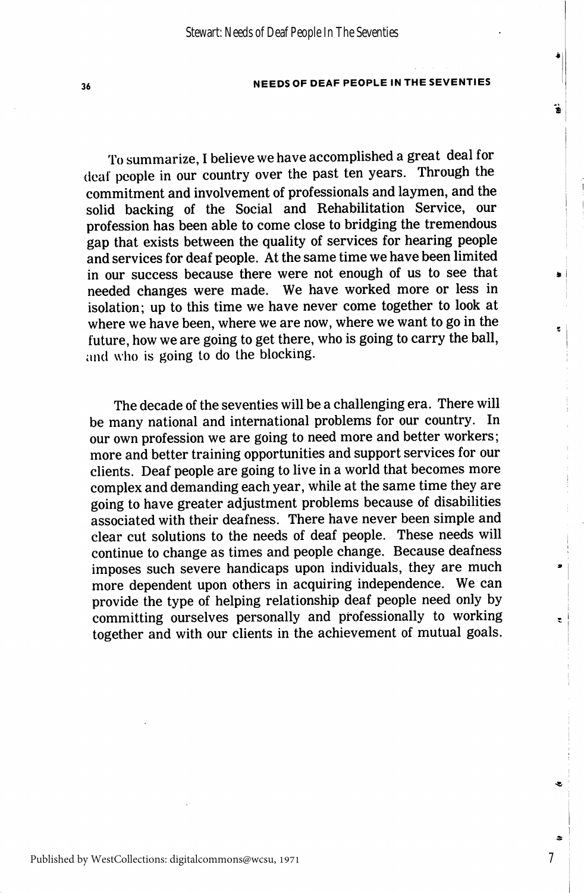To summarize, I believe we have accomplished a great deal for deaf people in our country over the past ten years. Through the commitment and involvement of professionals and laymen, and the solid backing of the Social and Rehabilitation Service, our profession has been able to come close to bridging the tremendous gap that exists between the quality of services for hearing people and services for deaf people. At the same time we have been limited in our success because there were not enough of us to see that needed changes were made. We have worked more or less in isolation; up to this time we have never come together to look at where we have been, where we are now, where we want to go in the future, how we are going to get there, who is going to carry the ball, and who is going to do the blocking.

The decade of the seventies will be a challenging era. There will be many national and international problems for our country. In our own profession we are going to need more and better workers; more and better training opportunities and support services for our clients. Deaf people are going to live in a world that becomes more complex and demanding each year, while at the same time they are going to have greater adjustment problems because of disabilities associated with their deafness. There have never been simple and clear cut solutions to the needs of deaf people. These needs will continue to change as times and people change. Because deafness imposes such severe handicaps upon individuals, they are much more dependent upon others in acquiring independence. We can provide the type of helping relationship deaf people need only by committing ourselves personally and professionally to working together and with our clients in the achievement of mutual goals.